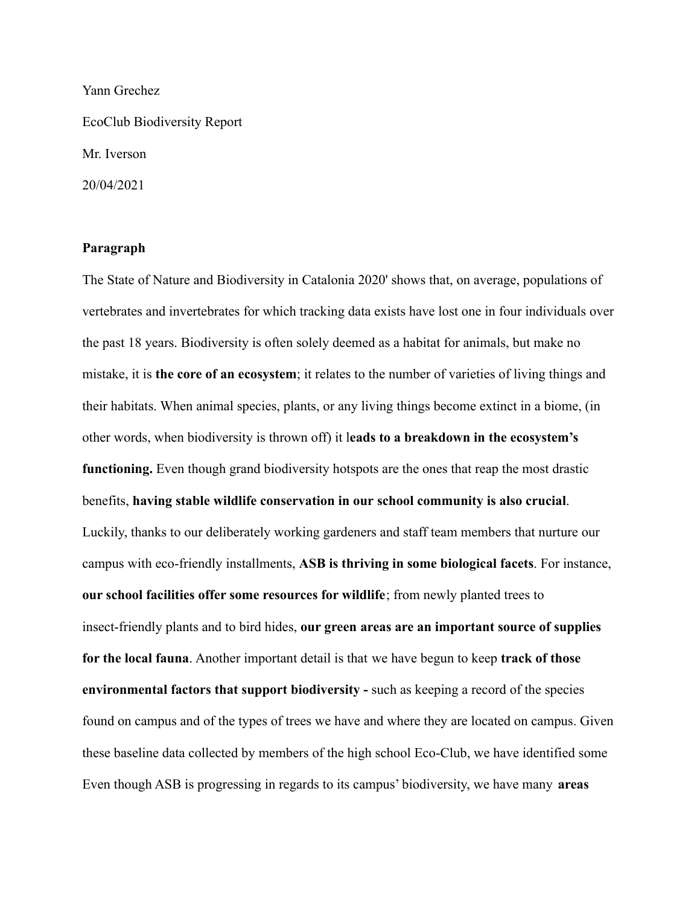Yann Grechez

EcoClub Biodiversity Report

Mr. Iverson

20/04/2021

**Paragraph**

The State of Nature and Biodiversity in Catalonia 2020' shows that, on average, populations of vertebrates and invertebrates for which tracking data exists have lost one in four individuals over the past 18 years. Biodiversity is often solely deemed as a habitat for animals, but make no mistake, it is **the core of an ecosystem**; it relates to the number of varieties of living things and their habitats. When animal species, plants, or any living things become extinct in a biome, (in other words, when biodiversity is thrown off) it l**eads to a breakdown in the ecosystem's functioning.** Even though grand biodiversity hotspots are the ones that reap the most drastic benefits, **having stable wildlife conservation in our school community is also crucial**. Luckily, thanks to our deliberately working gardeners and staff team members that nurture our campus with eco-friendly installments, **ASB is thriving in some biological facets**. For instance, **our school facilities offer some resources for wildlife**; from newly planted trees to insect-friendly plants and to bird hides, **our green areas are an important source of supplies for the local fauna**. Another important detail is that we have begun to keep **track of those environmental factors that support biodiversity -** such as keeping a record of the species found on campus and of the types of trees we have and where they are located on campus. Given these baseline data collected by members of the high school Eco-Club, we have identified some Even though ASB is progressing in regards to its campus' biodiversity, we have many **areas**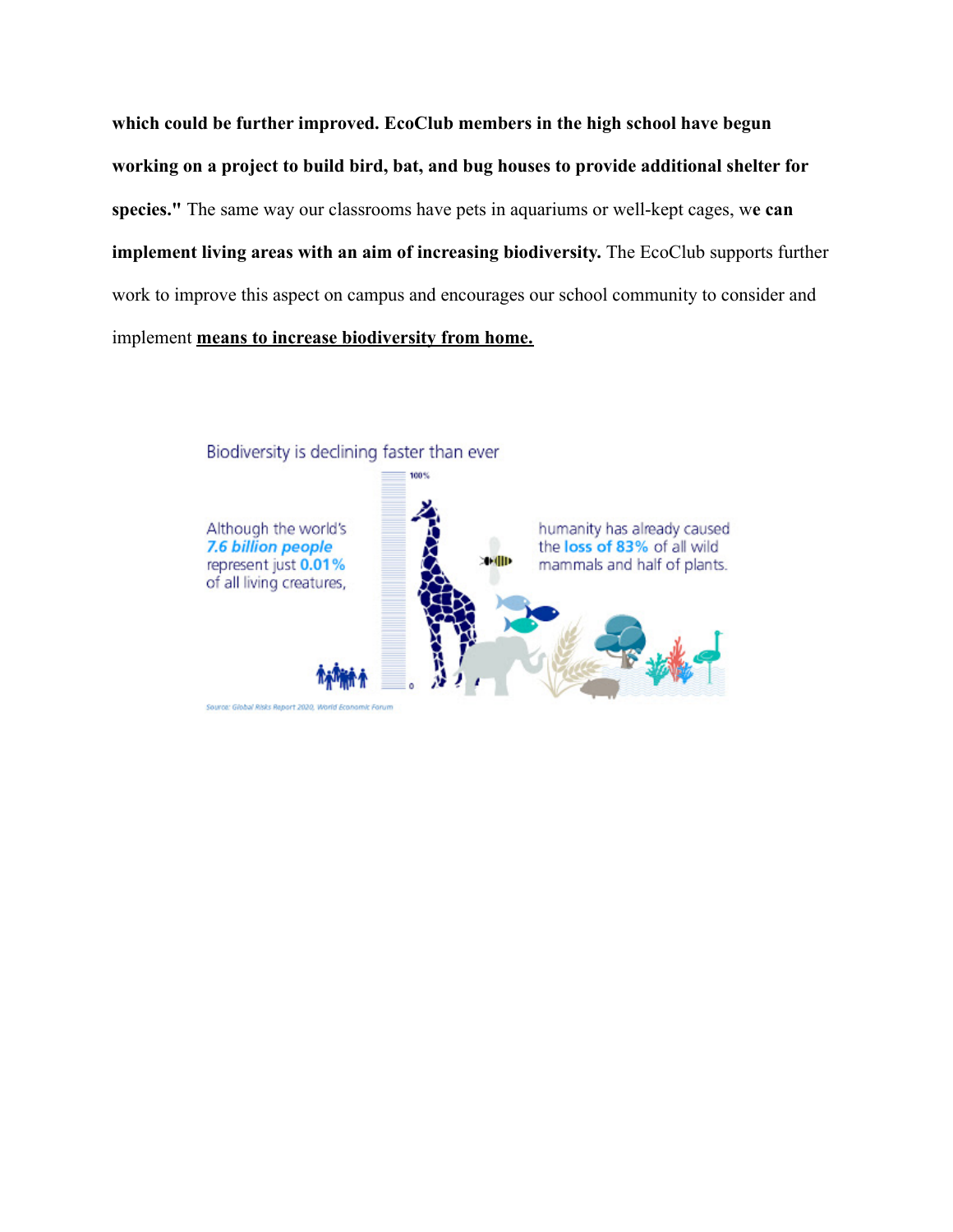**which could be further improved. EcoClub members in the high school have begun working on a project to build bird, bat, and bug houses to provide additional shelter for species."** The same way our classrooms have pets in aquariums or well-kept cages, w**e can implement living areas with an aim of increasing biodiversity.** The EcoClub supports further work to improve this aspect on campus and encourages our school community to consider and implement **means to increase biodiversity from home.**

Biodiversity is declining faster than ever

100%

0

Although the world's *7.6 billion people* represent just 0.01% of all living creatures,

humanity has already caused the loss of 83% of all wild mammals and half of plants.

Source: Global Risks Report 2020, World Economic Forum